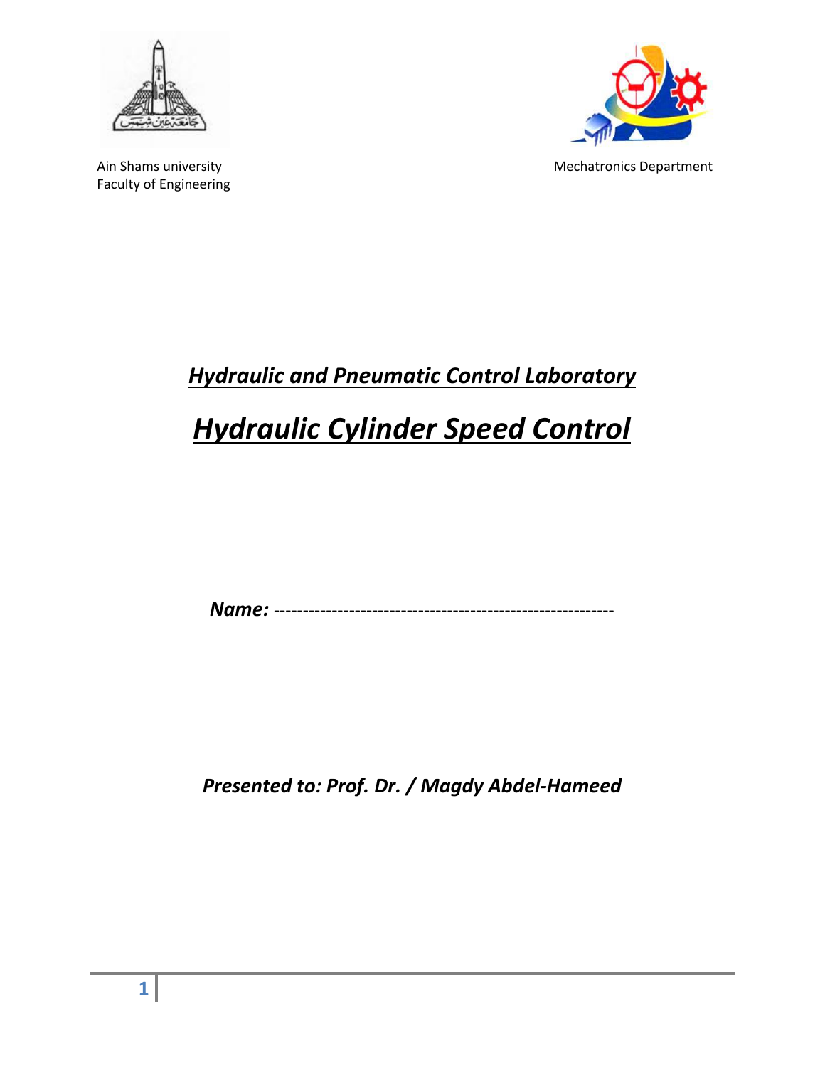Ain Shams university
Faculty of Engineering

Mechatronics Department

## ***Hydraulic and Pneumatic Control Laboratory***

# ***Hydraulic Cylinder Speed Control***

***Name:*** ----------------------------------------------------------

***Presented to: Prof. Dr. / Magdy Abdel-Hameed***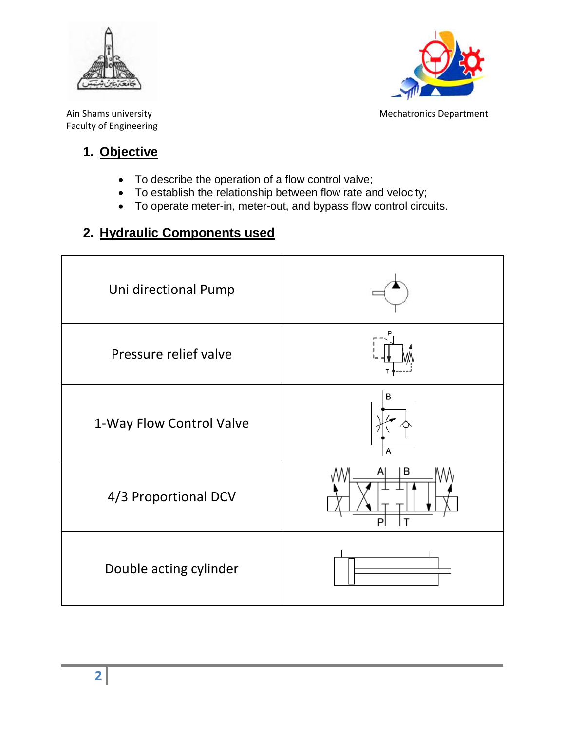Ain Shams university
Faculty of Engineering

Mechatronics Department

## 1. Objective

- To describe the operation of a flow control valve;
- To establish the relationship between flow rate and velocity;
- To operate meter-in, meter-out, and bypass flow control circuits.

## 2. Hydraulic Components used

| Component | Symbol |
| --- | --- |
| Uni directional Pump | |
| Pressure relief valve | |
| 1-Way Flow Control Valve | |
| 4/3 Proportional DCV | |
| Double acting cylinder | |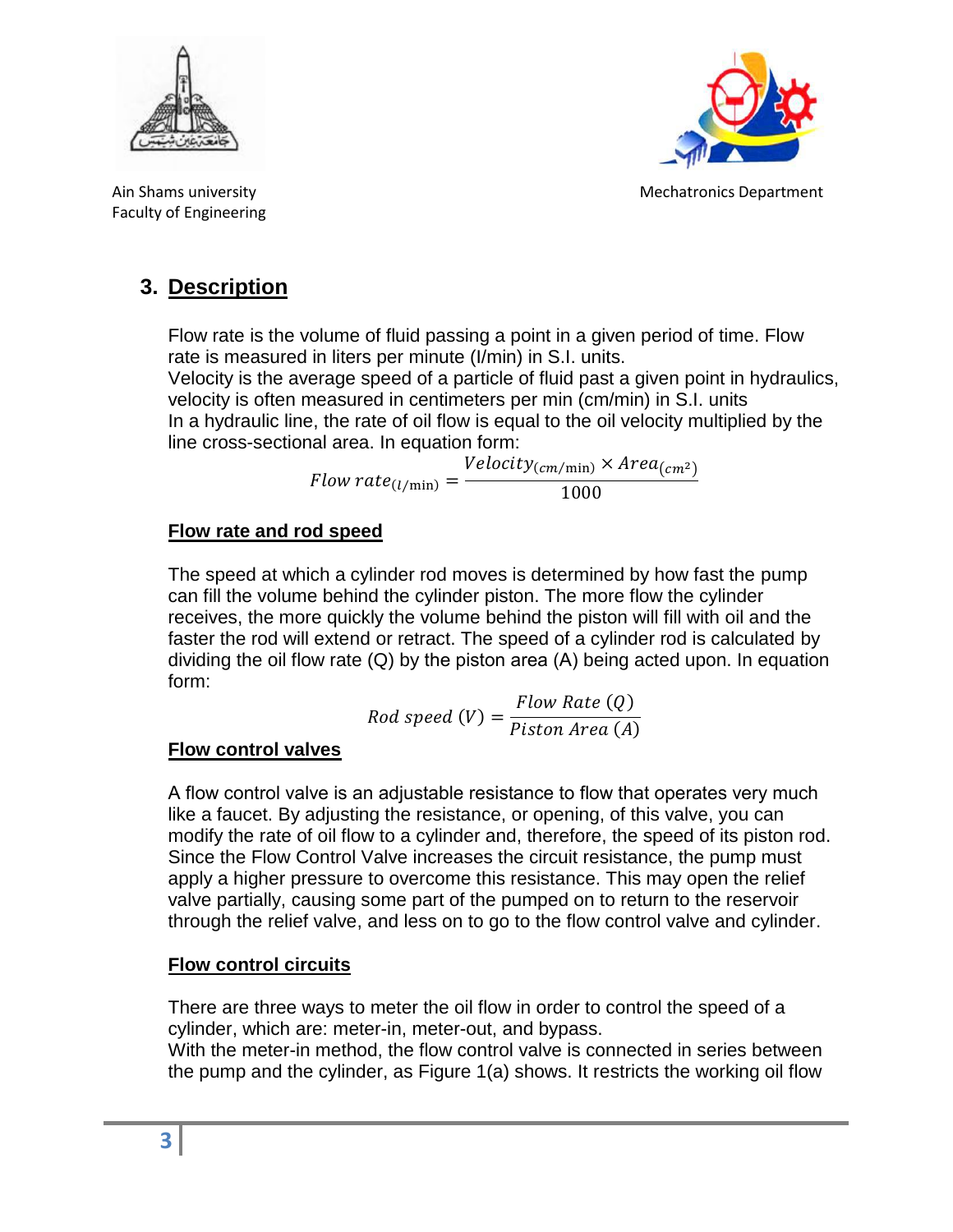## 3. Description

Flow rate is the volume of fluid passing a point in a given period of time. Flow rate is measured in liters per minute (l/min) in S.I. units.
Velocity is the average speed of a particle of fluid past a given point in hydraulics, velocity is often measured in centimeters per min (cm/min) in S.I. units
In a hydraulic line, the rate of oil flow is equal to the oil velocity multiplied by the line cross-sectional area. In equation form:

$$Flow\ rate_{(l/\mathrm{min})} = \frac{Velocity_{(cm/\mathrm{min})} \times Area_{(cm^2)}}{1000}$$

### Flow rate and rod speed

The speed at which a cylinder rod moves is determined by how fast the pump can fill the volume behind the cylinder piston. The more flow the cylinder receives, the more quickly the volume behind the piston will fill with oil and the faster the rod will extend or retract. The speed of a cylinder rod is calculated by dividing the oil flow rate (Q) by the piston area (A) being acted upon. In equation form:

$$Rod\ speed\ (V) = \frac{Flow\ Rate\ (Q)}{Piston\ Area\ (A)}$$

### Flow control valves

A flow control valve is an adjustable resistance to flow that operates very much like a faucet. By adjusting the resistance, or opening, of this valve, you can modify the rate of oil flow to a cylinder and, therefore, the speed of its piston rod. Since the Flow Control Valve increases the circuit resistance, the pump must apply a higher pressure to overcome this resistance. This may open the relief valve partially, causing some part of the pumped on to return to the reservoir through the relief valve, and less on to go to the flow control valve and cylinder.

### Flow control circuits

There are three ways to meter the oil flow in order to control the speed of a cylinder, which are: meter-in, meter-out, and bypass.
With the meter-in method, the flow control valve is connected in series between the pump and the cylinder, as Figure 1(a) shows. It restricts the working oil flow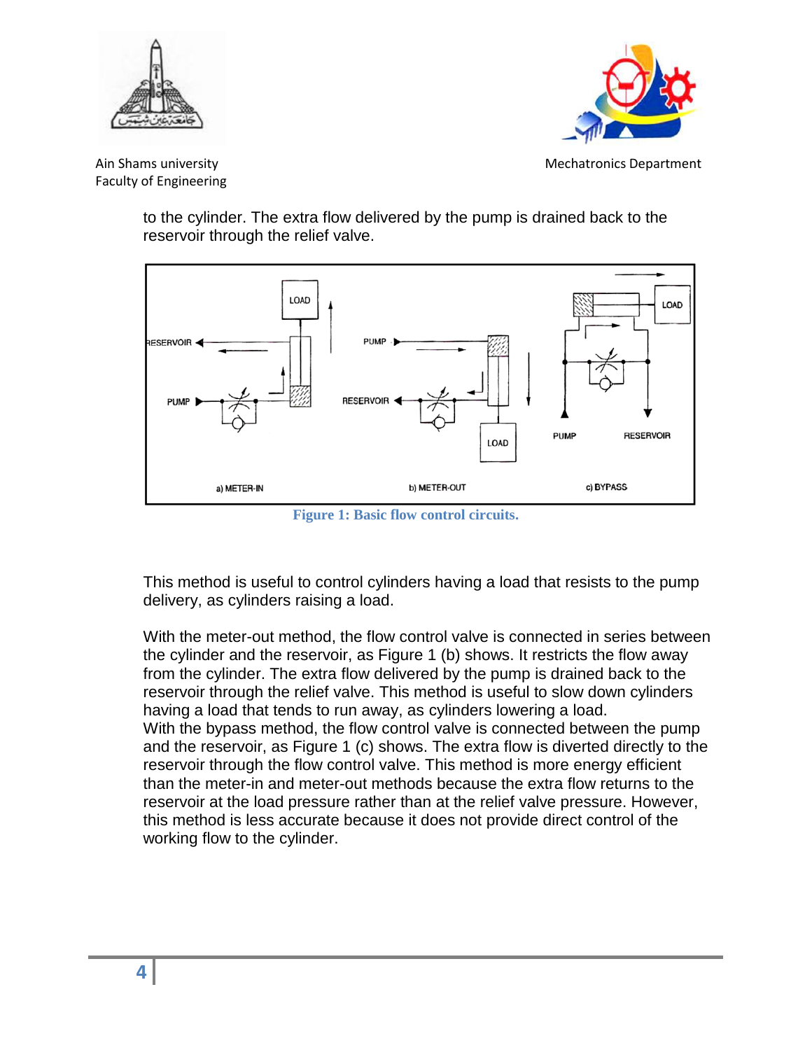to the cylinder. The extra flow delivered by the pump is drained back to the reservoir through the relief valve.

Figure 1: Basic flow control circuits.

This method is useful to control cylinders having a load that resists to the pump delivery, as cylinders raising a load.

With the meter-out method, the flow control valve is connected in series between the cylinder and the reservoir, as Figure 1 (b) shows. It restricts the flow away from the cylinder. The extra flow delivered by the pump is drained back to the reservoir through the relief valve. This method is useful to slow down cylinders having a load that tends to run away, as cylinders lowering a load.
With the bypass method, the flow control valve is connected between the pump and the reservoir, as Figure 1 (c) shows. The extra flow is diverted directly to the reservoir through the flow control valve. This method is more energy efficient than the meter-in and meter-out methods because the extra flow returns to the reservoir at the load pressure rather than at the relief valve pressure. However, this method is less accurate because it does not provide direct control of the working flow to the cylinder.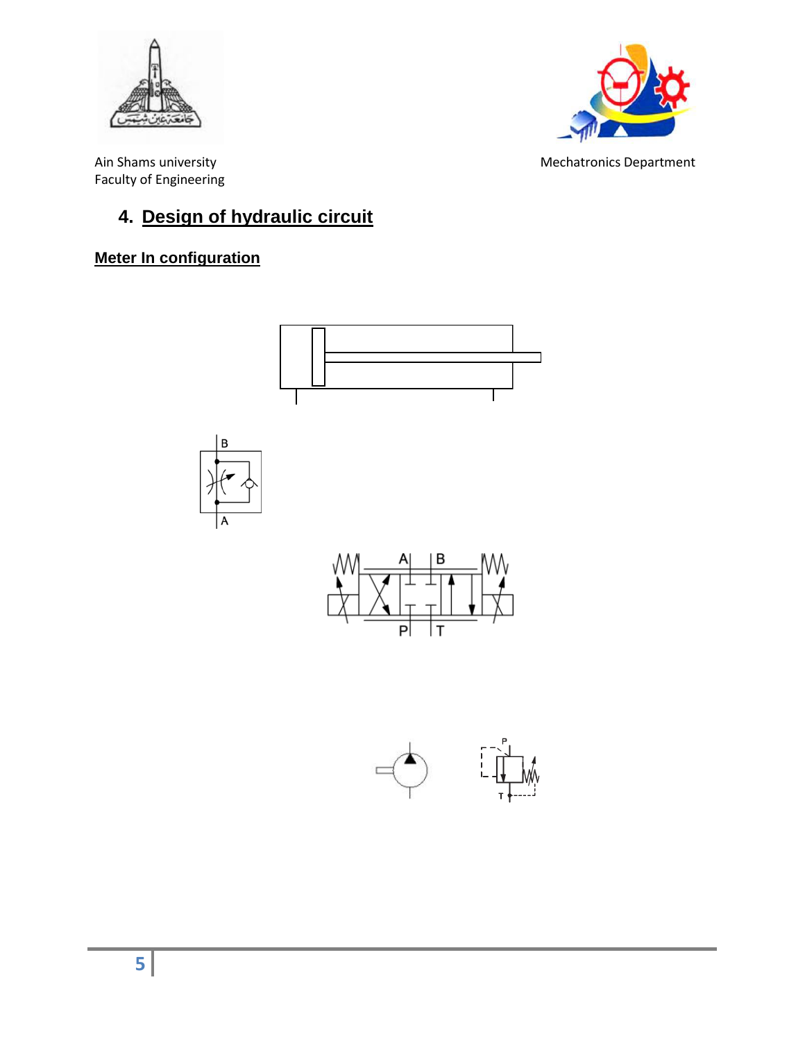## 4. Design of hydraulic circuit

### Meter In configuration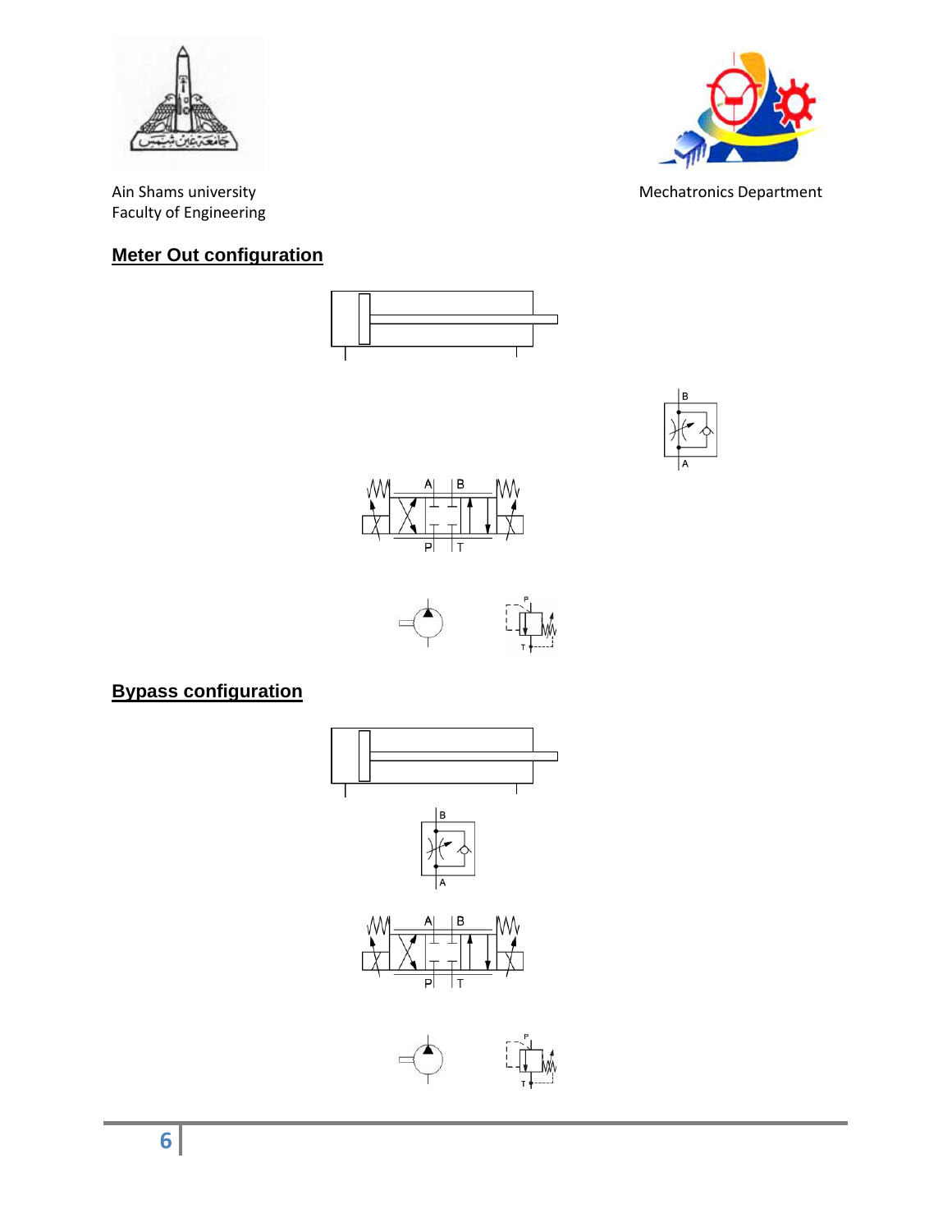Ain Shams university
Faculty of Engineering

Mechatronics Department

## Meter Out configuration

## Bypass configuration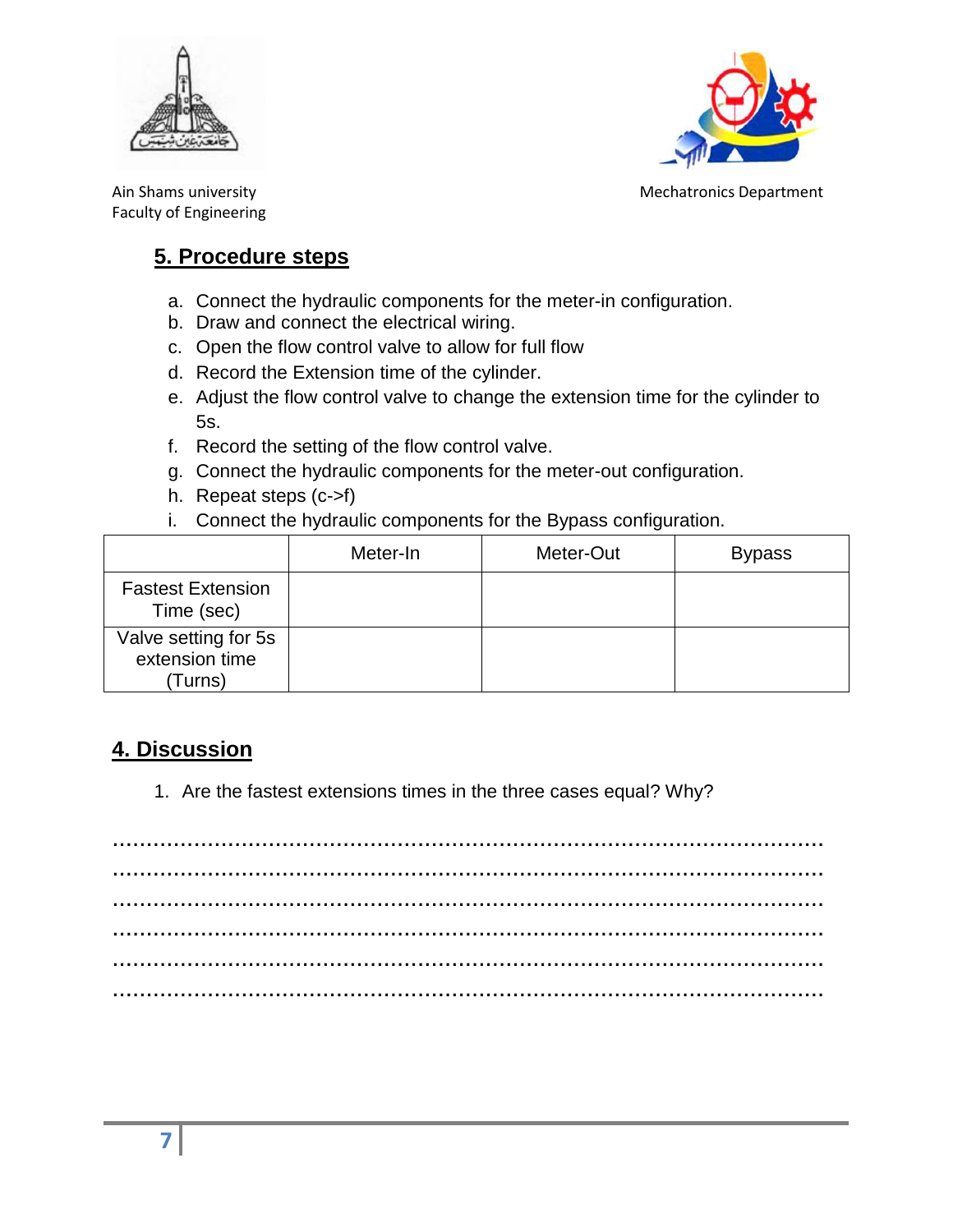## 5. Procedure steps

a. Connect the hydraulic components for the meter-in configuration.
b. Draw and connect the electrical wiring.
c. Open the flow control valve to allow for full flow
d. Record the Extension time of the cylinder.
e. Adjust the flow control valve to change the extension time for the cylinder to 5s.
f. Record the setting of the flow control valve.
g. Connect the hydraulic components for the meter-out configuration.
h. Repeat steps (c->f)
i. Connect the hydraulic components for the Bypass configuration.

| | Meter-In | Meter-Out | Bypass |
|---|---|---|---|
| Fastest Extension Time (sec) | | | |
| Valve setting for 5s extension time (Turns) | | | |

## 4. Discussion

1. Are the fastest extensions times in the three cases equal? Why?

........................................................................................................
........................................................................................................
........................................................................................................
........................................................................................................
........................................................................................................
........................................................................................................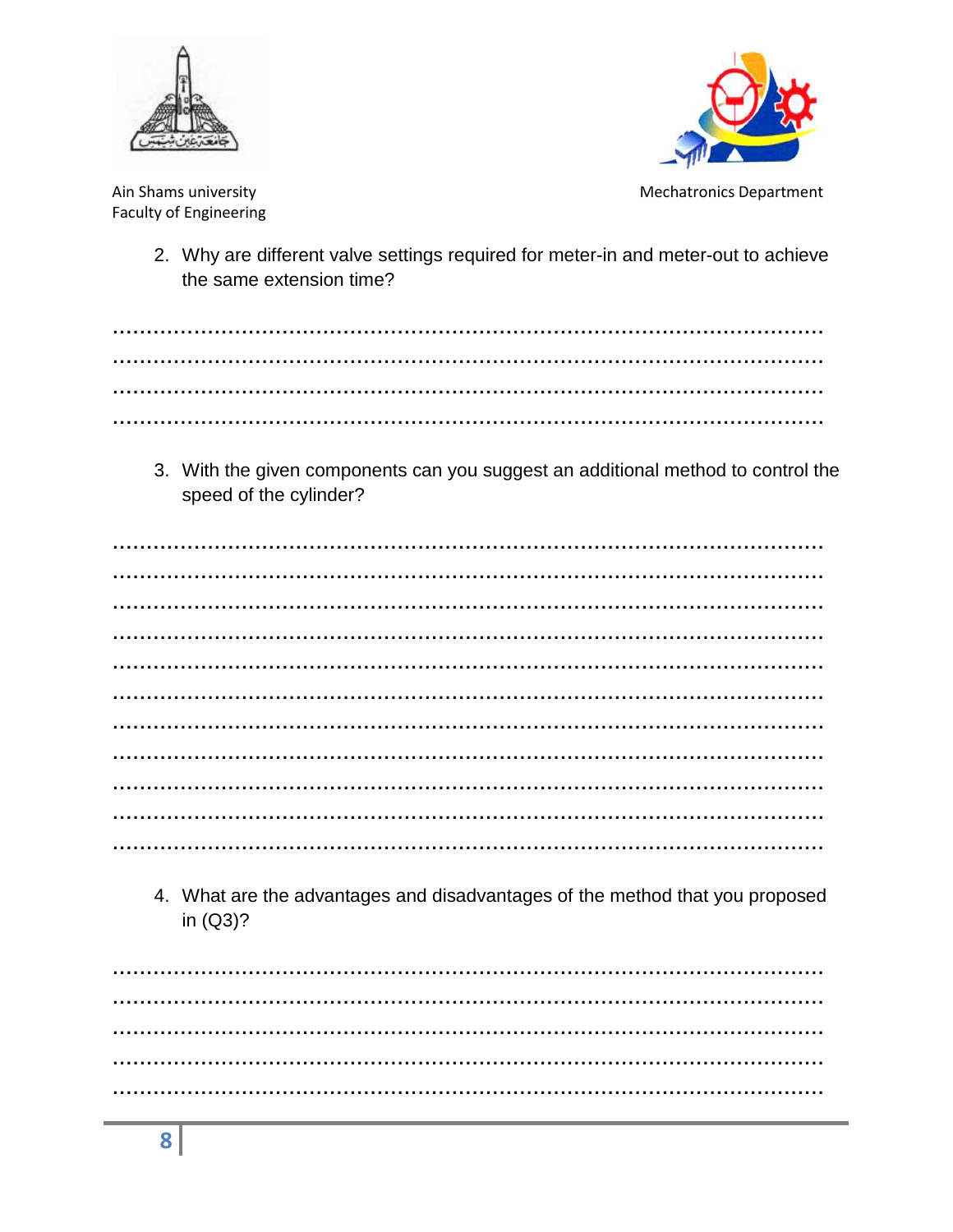Ain Shams university
Faculty of Engineering

Mechatronics Department

2. Why are different valve settings required for meter-in and meter-out to achieve the same extension time?

…………………………………………………………………………………………
…………………………………………………………………………………………
…………………………………………………………………………………………
…………………………………………………………………………………………

3. With the given components can you suggest an additional method to control the speed of the cylinder?

…………………………………………………………………………………………
…………………………………………………………………………………………
…………………………………………………………………………………………
…………………………………………………………………………………………
…………………………………………………………………………………………
…………………………………………………………………………………………
…………………………………………………………………………………………
…………………………………………………………………………………………
…………………………………………………………………………………………
…………………………………………………………………………………………
…………………………………………………………………………………………

4. What are the advantages and disadvantages of the method that you proposed in (Q3)?

…………………………………………………………………………………………
…………………………………………………………………………………………
…………………………………………………………………………………………
…………………………………………………………………………………………
…………………………………………………………………………………………